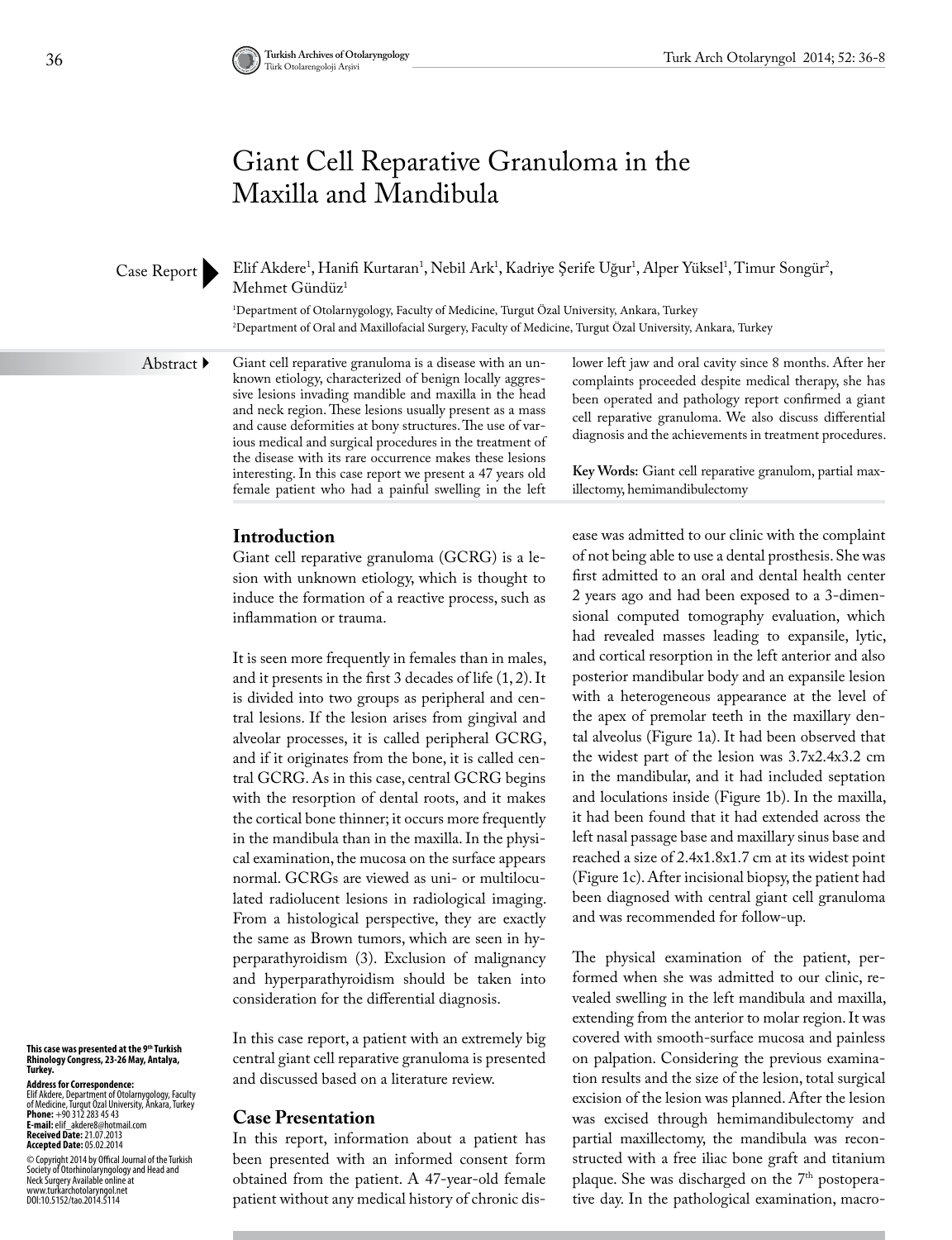# Giant Cell Reparative Granuloma in the Maxilla and Mandibula

Case Report

Elif Akdere[1], Hanifi Kurtaran[1], Nebil Ark[1], Kadriye Şerife Uğur[1], Alper Yüksel[1], Timur Songür[2], Mehmet Gündüz[1]

[1]Department of Otolarnygology, Faculty of Medicine, Turgut Özal University, Ankara, Turkey
[2]Department of Oral and Maxillofacial Surgery, Faculty of Medicine, Turgut Özal University, Ankara, Turkey

**Abstract**

Giant cell reparative granuloma is a disease with an unknown etiology, characterized of benign locally aggressive lesions invading mandible and maxilla in the head and neck region. These lesions usually present as a mass and cause deformities at bony structures. The use of various medical and surgical procedures in the treatment of the disease with its rare occurrence makes these lesions interesting. In this case report we present a 47 years old female patient who had a painful swelling in the left lower left jaw and oral cavity since 8 months. After her complaints proceeded despite medical therapy, she has been operated and pathology report confirmed a giant cell reparative granuloma. We also discuss differential diagnosis and the achievements in treatment procedures.

**Key Words:** Giant cell reparative granulom, partial maxillectomy, hemimandibulectomy

## Introduction

Giant cell reparative granuloma (GCRG) is a lesion with unknown etiology, which is thought to induce the formation of a reactive process, such as inflammation or trauma.

It is seen more frequently in females than in males, and it presents in the first 3 decades of life (1, 2). It is divided into two groups as peripheral and central lesions. If the lesion arises from gingival and alveolar processes, it is called peripheral GCRG, and if it originates from the bone, it is called central GCRG. As in this case, central GCRG begins with the resorption of dental roots, and it makes the cortical bone thinner; it occurs more frequently in the mandibula than in the maxilla. In the physical examination, the mucosa on the surface appears normal. GCRGs are viewed as uni- or multiloculated radiolucent lesions in radiological imaging. From a histological perspective, they are exactly the same as Brown tumors, which are seen in hyperparathyroidism (3). Exclusion of malignancy and hyperparathyroidism should be taken into consideration for the differential diagnosis.

In this case report, a patient with an extremely big central giant cell reparative granuloma is presented and discussed based on a literature review.

## Case Presentation

In this report, information about a patient has been presented with an informed consent form obtained from the patient. A 47-year-old female patient without any medical history of chronic disease was admitted to our clinic with the complaint of not being able to use a dental prosthesis. She was first admitted to an oral and dental health center 2 years ago and had been exposed to a 3-dimensional computed tomography evaluation, which had revealed masses leading to expansile, lytic, and cortical resorption in the left anterior and also posterior mandibular body and an expansile lesion with a heterogeneous appearance at the level of the apex of premolar teeth in the maxillary dental alveolus (Figure 1a). It had been observed that the widest part of the lesion was 3.7x2.4x3.2 cm in the mandibular, and it had included septation and loculations inside (Figure 1b). In the maxilla, it had been found that it had extended across the left nasal passage base and maxillary sinus base and reached a size of 2.4x1.8x1.7 cm at its widest point (Figure 1c). After incisional biopsy, the patient had been diagnosed with central giant cell granuloma and was recommended for follow-up.

The physical examination of the patient, performed when she was admitted to our clinic, revealed swelling in the left mandibula and maxilla, extending from the anterior to molar region. It was covered with smooth-surface mucosa and painless on palpation. Considering the previous examination results and the size of the lesion, total surgical excision of the lesion was planned. After the lesion was excised through hemimandibulectomy and partial maxillectomy, the mandibula was reconstructed with a free iliac bone graft and titanium plaque. She was discharged on the 7[th] postoperative day. In the pathological examination, macro-

**This case was presented at the 9[th] Turkish Rhinology Congress, 23-26 May, Antalya, Turkey.**

**Address for Correspondence:**
Elif Akdere, Department of Otolarnygology, Faculty of Medicine, Turgut Özal University, Ankara, Turkey
**Phone:** +90 312 283 45 43
**E-mail:** elif_akdere8@hotmail.com
**Received Date:** 21.07.2013
**Accepted Date:** 05.02.2014

© Copyright 2014 by Offical Journal of the Turkish Society of Otorhinolaryngology and Head and Neck Surgery Available online at www.turkarchotolaryngol.net
DOI:10.5152/tao.2014.5114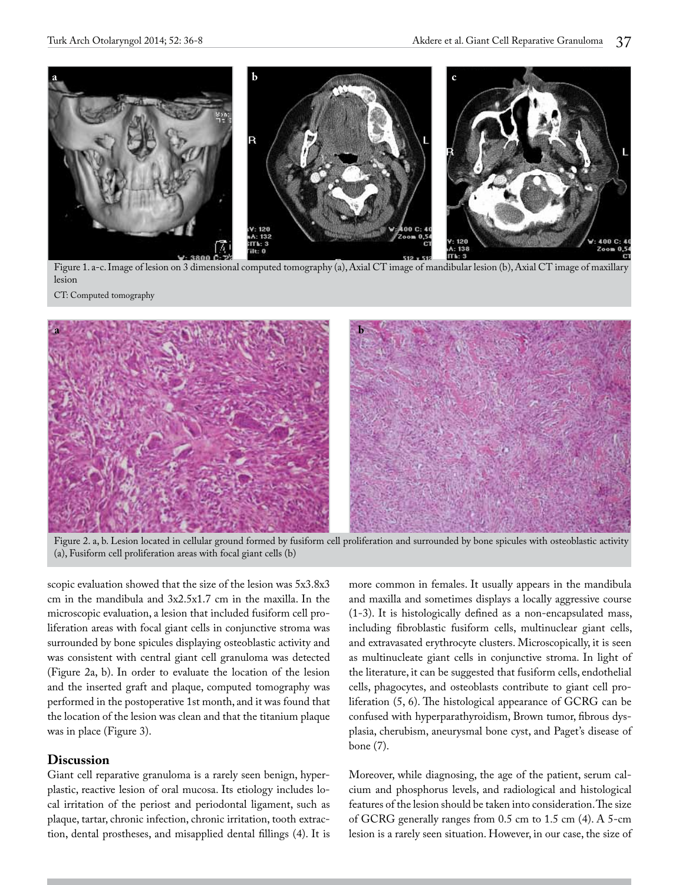Figure 1. a-c. Image of lesion on 3 dimensional computed tomography (a), Axial CT image of mandibular lesion (b), Axial CT image of maxillary lesion

CT: Computed tomography

Figure 2. a, b. Lesion located in cellular ground formed by fusiform cell proliferation and surrounded by bone spicules with osteoblastic activity (a), Fusiform cell proliferation areas with focal giant cells (b)

scopic evaluation showed that the size of the lesion was 5x3.8x3 cm in the mandibula and 3x2.5x1.7 cm in the maxilla. In the microscopic evaluation, a lesion that included fusiform cell proliferation areas with focal giant cells in conjunctive stroma was surrounded by bone spicules displaying osteoblastic activity and was consistent with central giant cell granuloma was detected (Figure 2a, b). In order to evaluate the location of the lesion and the inserted graft and plaque, computed tomography was performed in the postoperative 1st month, and it was found that the location of the lesion was clean and that the titanium plaque was in place (Figure 3).

## Discussion

Giant cell reparative granuloma is a rarely seen benign, hyperplastic, reactive lesion of oral mucosa. Its etiology includes local irritation of the periost and periodontal ligament, such as plaque, tartar, chronic infection, chronic irritation, tooth extraction, dental prostheses, and misapplied dental fillings (4). It is more common in females. It usually appears in the mandibula and maxilla and sometimes displays a locally aggressive course (1-3). It is histologically defined as a non-encapsulated mass, including fibroblastic fusiform cells, multinuclear giant cells, and extravasated erythrocyte clusters. Microscopically, it is seen as multinucleate giant cells in conjunctive stroma. In light of the literature, it can be suggested that fusiform cells, endothelial cells, phagocytes, and osteoblasts contribute to giant cell proliferation (5, 6). The histological appearance of GCRG can be confused with hyperparathyroidism, Brown tumor, fibrous dysplasia, cherubism, aneurysmal bone cyst, and Paget's disease of bone (7).

Moreover, while diagnosing, the age of the patient, serum calcium and phosphorus levels, and radiological and histological features of the lesion should be taken into consideration. The size of GCRG generally ranges from 0.5 cm to 1.5 cm (4). A 5-cm lesion is a rarely seen situation. However, in our case, the size of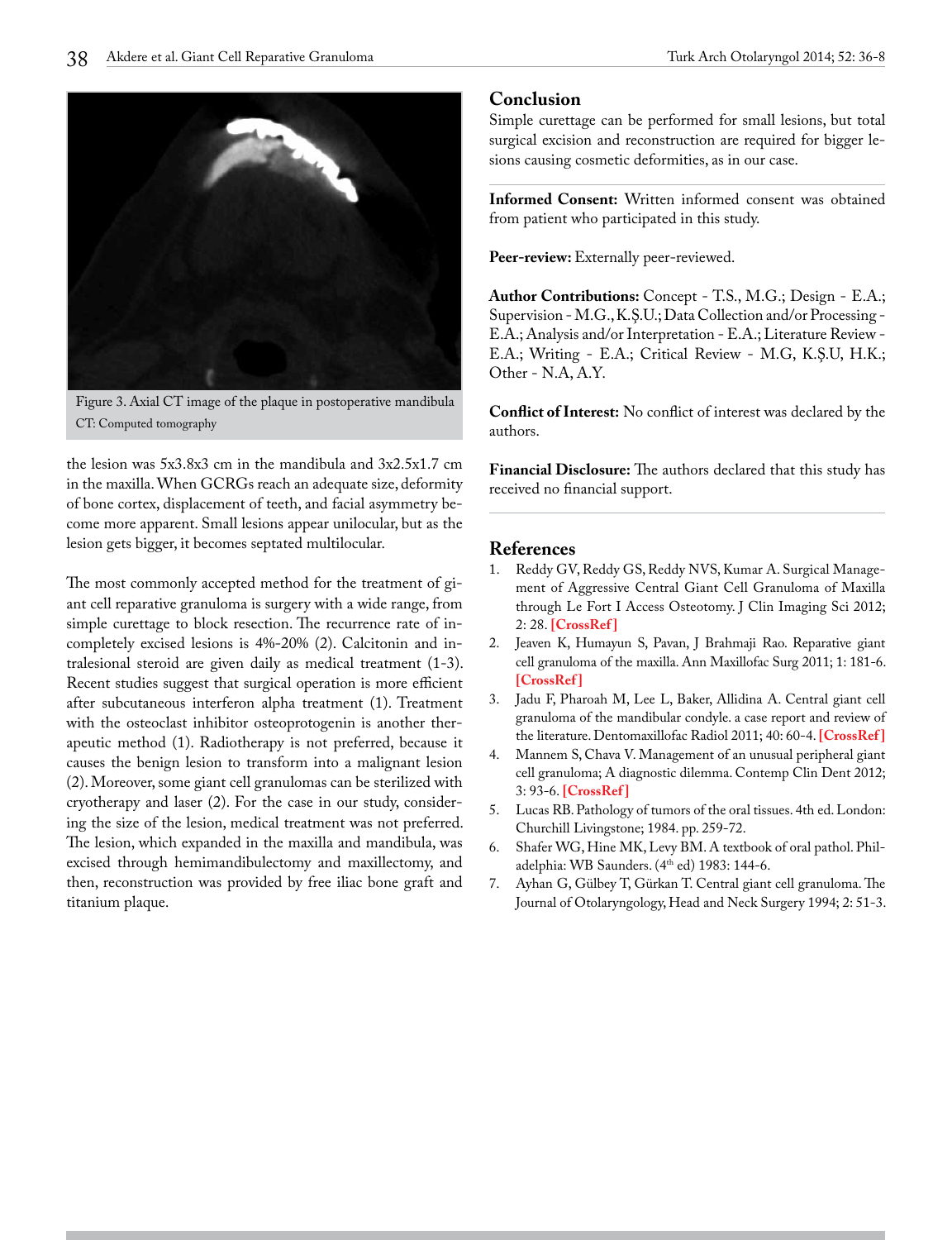Figure 3. Axial CT image of the plaque in postoperative mandibula
CT: Computed tomography

the lesion was 5x3.8x3 cm in the mandibula and 3x2.5x1.7 cm in the maxilla. When GCRGs reach an adequate size, deformity of bone cortex, displacement of teeth, and facial asymmetry become more apparent. Small lesions appear unilocular, but as the lesion gets bigger, it becomes septated multilocular.

The most commonly accepted method for the treatment of giant cell reparative granuloma is surgery with a wide range, from simple curettage to block resection. The recurrence rate of incompletely excised lesions is 4%-20% (2). Calcitonin and intralesional steroid are given daily as medical treatment (1-3). Recent studies suggest that surgical operation is more efficient after subcutaneous interferon alpha treatment (1). Treatment with the osteoclast inhibitor osteoprotogenin is another therapeutic method (1). Radiotherapy is not preferred, because it causes the benign lesion to transform into a malignant lesion (2). Moreover, some giant cell granulomas can be sterilized with cryotherapy and laser (2). For the case in our study, considering the size of the lesion, medical treatment was not preferred. The lesion, which expanded in the maxilla and mandibula, was excised through hemimandibulectomy and maxillectomy, and then, reconstruction was provided by free iliac bone graft and titanium plaque.

## Conclusion

Simple curettage can be performed for small lesions, but total surgical excision and reconstruction are required for bigger lesions causing cosmetic deformities, as in our case.

**Informed Consent:** Written informed consent was obtained from patient who participated in this study.

**Peer-review:** Externally peer-reviewed.

**Author Contributions:** Concept - T.S., M.G.; Design - E.A.; Supervision - M.G., K.Ş.U.; Data Collection and/or Processing - E.A.; Analysis and/or Interpretation - E.A.; Literature Review - E.A.; Writing - E.A.; Critical Review - M.G, K.Ş.U, H.K.; Other - N.A, A.Y.

**Conflict of Interest:** No conflict of interest was declared by the authors.

**Financial Disclosure:** The authors declared that this study has received no financial support.

## References

1. Reddy GV, Reddy GS, Reddy NVS, Kumar A. Surgical Management of Aggressive Central Giant Cell Granuloma of Maxilla through Le Fort I Access Osteotomy. J Clin Imaging Sci 2012; 2: 28. **[CrossRef]**
2. Jeaven K, Humayun S, Pavan, J Brahmaji Rao. Reparative giant cell granuloma of the maxilla. Ann Maxillofac Surg 2011; 1: 181-6. **[CrossRef]**
3. Jadu F, Pharoah M, Lee L, Baker, Allidina A. Central giant cell granuloma of the mandibular condyle. a case report and review of the literature. Dentomaxillofac Radiol 2011; 40: 60-4. **[CrossRef]**
4. Mannem S, Chava V. Management of an unusual peripheral giant cell granuloma; A diagnostic dilemma. Contemp Clin Dent 2012; 3: 93-6. **[CrossRef]**
5. Lucas RB. Pathology of tumors of the oral tissues. 4th ed. London: Churchill Livingstone; 1984. pp. 259-72.
6. Shafer WG, Hine MK, Levy BM. A textbook of oral pathol. Philadelphia: WB Saunders. (4th ed) 1983: 144-6.
7. Ayhan G, Gülbey T, Gürkan T. Central giant cell granuloma. The Journal of Otolaryngology, Head and Neck Surgery 1994; 2: 51-3.